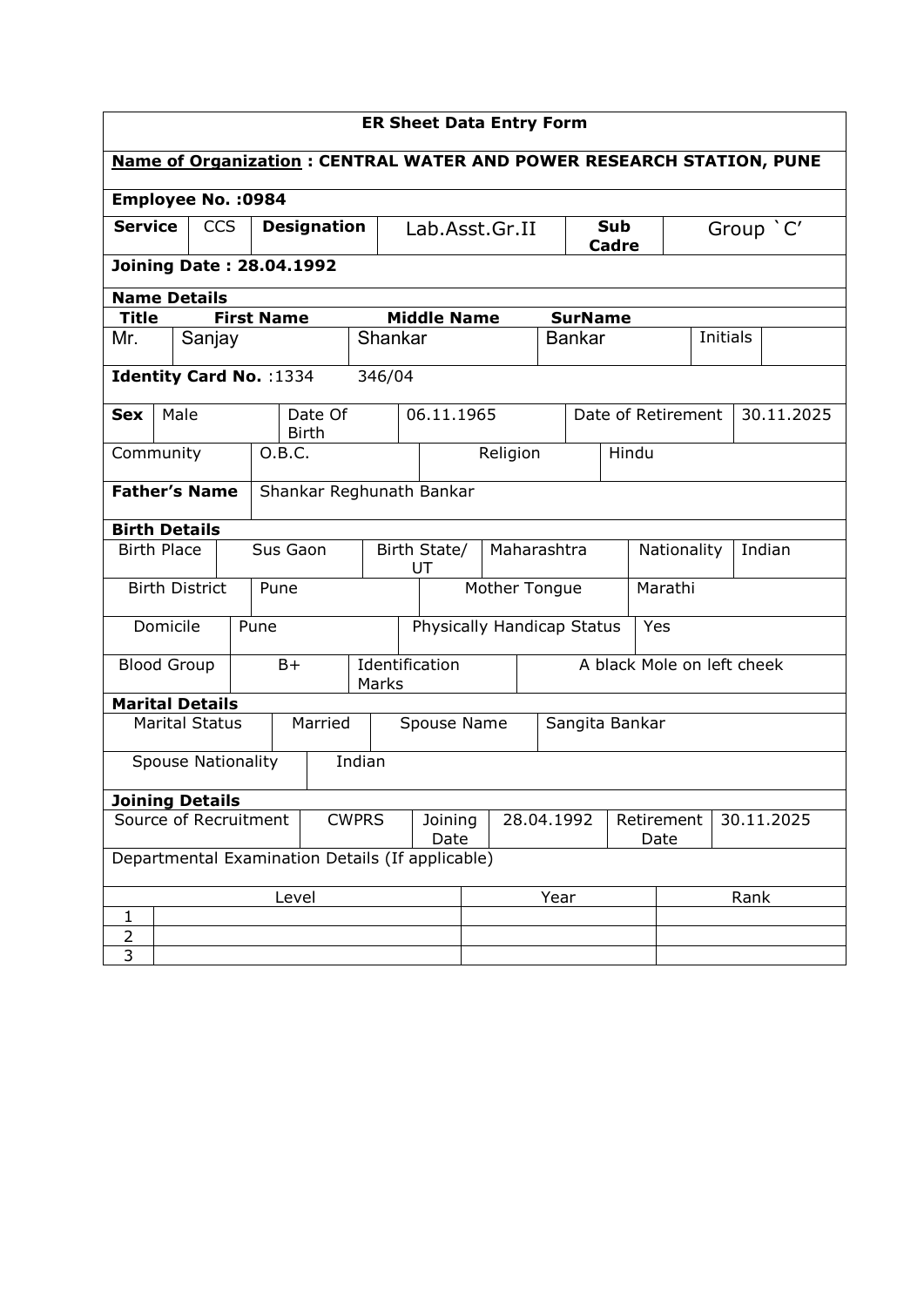**ER Sheet Data Entry Form**

**Name of Organization : CENTRAL WATER AND POWER RESEARCH STATION, PUNE**

**Employee No. :0984**

| **Service** | CCS | **Designation** | Lab.Asst.Gr.II | **Sub Cadre** | Group `C' |
|---|---|---|---|---|---|

**Joining Date : 28.04.1992**

**Name Details**

| **Title** | **First Name** | **Middle Name** | **SurName** | | |
|---|---|---|---|---|---|
| Mr. | Sanjay | Shankar | Bankar | Initials | |

**Identity Card No.** :1334 346/04

| **Sex** | Male | Date Of Birth | 06.11.1965 | Date of Retirement | 30.11.2025 |
|---|---|---|---|---|---|
| Community | O.B.C. | Religion | Hindu | | |

| **Father's Name** | Shankar Reghunath Bankar |
|---|---|

**Birth Details**

| Birth Place | Sus Gaon | Birth State/ UT | Maharashtra | Nationality | Indian |
|---|---|---|---|---|---|
| Birth District | Pune | Mother Tongue | Marathi | | |
| Domicile | Pune | Physically Handicap Status | Yes | | |
| Blood Group | B+ | Identification Marks | A black Mole on left cheek | | |

**Marital Details**

| Marital Status | Married | Spouse Name | Sangita Bankar |
|---|---|---|---|
| Spouse Nationality | Indian | | |

**Joining Details**

| Source of Recruitment | CWPRS | Joining Date | 28.04.1992 | Retirement Date | 30.11.2025 |
|---|---|---|---|---|---|

Departmental Examination Details (If applicable)

| | Level | Year | Rank |
|---|---|---|---|
| 1 | | | |
| 2 | | | |
| 3 | | | |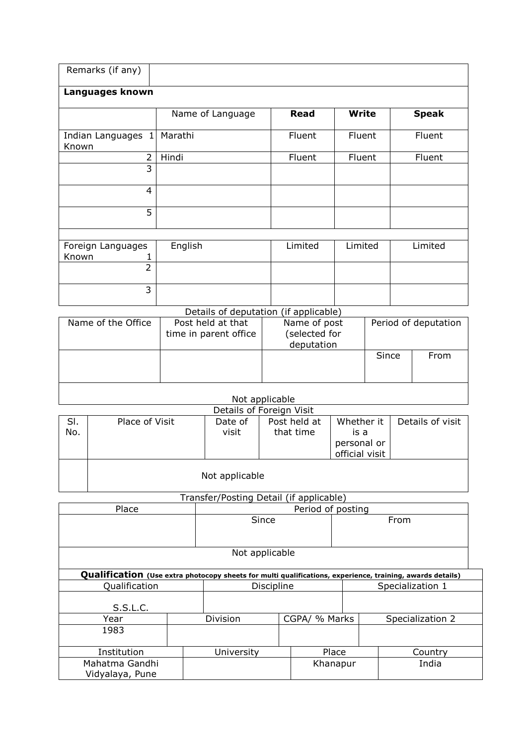| Remarks (if any) | |
|---|---|

**Languages known**

| | Name of Language | **Read** | **Write** | **Speak** |
|---|---|---|---|---|
| Indian Languages Known 1 | Marathi | Fluent | Fluent | Fluent |
| 2 | Hindi | Fluent | Fluent | Fluent |
| 3 | | | | |
| 4 | | | | |
| 5 | | | | |
| | | | | |
| Foreign Languages Known 1 | English | Limited | Limited | Limited |
| 2 | | | | |
| 3 | | | | |

Details of deputation (if applicable)

| Name of the Office | Post held at that time in parent office | Name of post (selected for deputation | Period of deputation | |
|---|---|---|---|---|
| | | | Since | From |
| Not applicable | | | | |

Details of Foreign Visit

| Sl. No. | Place of Visit | Date of visit | Post held at that time | Whether it is a personal or official visit | Details of visit |
|---|---|---|---|---|---|
| | Not applicable | | | | |

Transfer/Posting Detail (if applicable)

| Place | Period of posting | |
|---|---|---|
| | Since | From |
| Not applicable | | |

**Qualification** **(Use extra photocopy sheets for multi qualifications, experience, training, awards details)**

| Qualification | Discipline | Specialization 1 |
|---|---|---|
| S.S.L.C. | | |

| Year | Division | CGPA/ % Marks | Specialization 2 |
|---|---|---|---|
| 1983 | | | |

| Institution | University | Place | Country |
|---|---|---|---|
| Mahatma Gandhi Vidyalaya, Pune | | Khanapur | India |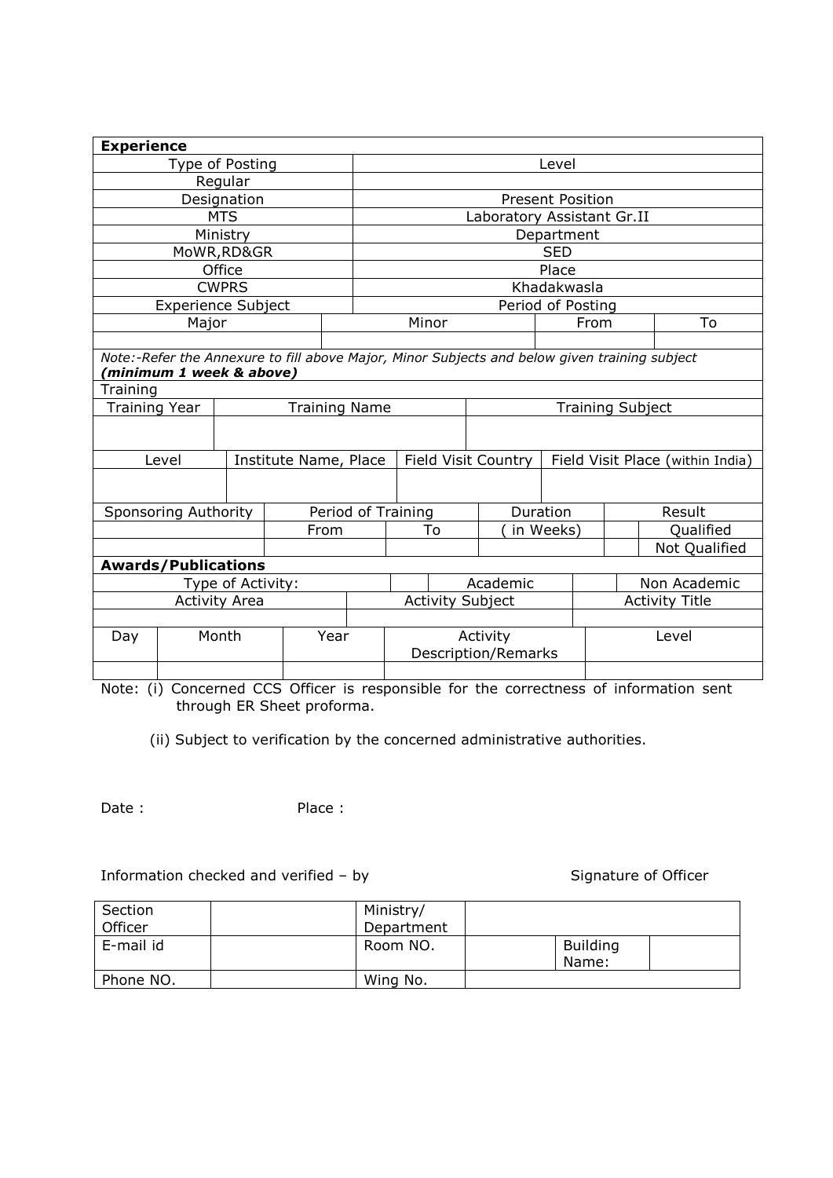| **Experience** | | | |
|---|---|---|---|
| Type of Posting | | Level | |
| Regular | | | |
| Designation | | Present Position | |
| MTS | | Laboratory Assistant Gr.II | |
| Ministry | | Department | |
| MoWR,RD&GR | | SED | |
| Office | | Place | |
| CWPRS | | Khadakwasla | |
| Experience Subject | | Period of Posting | |
| Major | Minor | From | To |
| | | | |

*Note:-Refer the Annexure to fill above Major, Minor Subjects and below given training subject* ***(minimum 1 week & above)***

| Training | | | | | | |
|---|---|---|---|---|---|---|
| Training Year | Training Name | | | Training Subject | | |
| | | | | | | |
| Level | Institute Name, Place | | Field Visit Country | Field Visit Place (within India) | | |
| | | | | | | |
| Sponsoring Authority | Period of Training | | | Duration | Result | |
| | From | To | | ( in Weeks) | | Qualified |
| | | | | | | Not Qualified |

| **Awards/Publications** | | | | | |
|---|---|---|---|---|---|
| Type of Activity: | | | Academic | | Non Academic |
| Activity Area | | Activity Subject | | Activity Title | |
| | | | | | |
| Day | Month | Year | Activity Description/Remarks | Level | |
| | | | | | |

Note: (i) Concerned CCS Officer is responsible for the correctness of information sent through ER Sheet proforma.

(ii) Subject to verification by the concerned administrative authorities.

Date : Place :

Information checked and verified – by Signature of Officer

| | | | | | |
|---|---|---|---|---|---|
| Section Officer | | Ministry/ Department | | | |
| E-mail id | | Room NO. | | Building Name: | |
| Phone NO. | | Wing No. | | | |